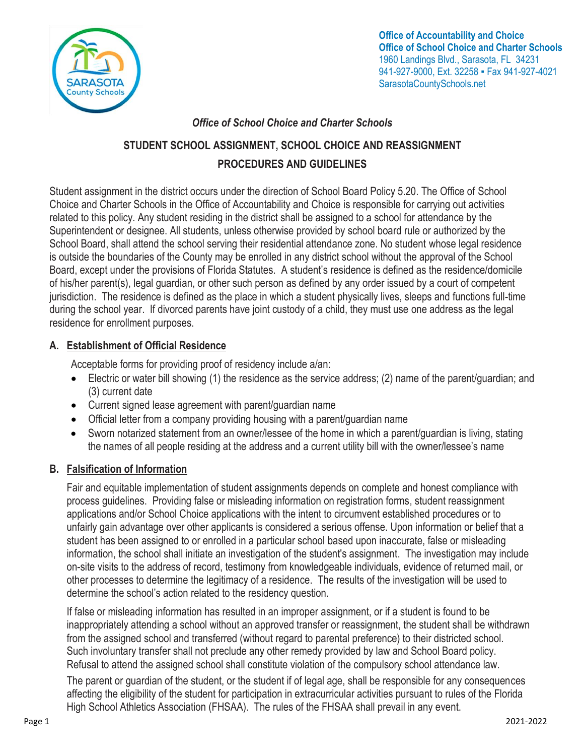Office of Accountability and Choice
Office of School Choice and Charter Schools
1960 Landings Blvd., Sarasota, FL 34231
941-927-9000, Ext. 32258 ▪ Fax 941-927-4021
SarasotaCountySchools.net

*Office of School Choice and Charter Schools*

# STUDENT SCHOOL ASSIGNMENT, SCHOOL CHOICE AND REASSIGNMENT PROCEDURES AND GUIDELINES

Student assignment in the district occurs under the direction of School Board Policy 5.20. The Office of School Choice and Charter Schools in the Office of Accountability and Choice is responsible for carrying out activities related to this policy. Any student residing in the district shall be assigned to a school for attendance by the Superintendent or designee. All students, unless otherwise provided by school board rule or authorized by the School Board, shall attend the school serving their residential attendance zone. No student whose legal residence is outside the boundaries of the County may be enrolled in any district school without the approval of the School Board, except under the provisions of Florida Statutes. A student's residence is defined as the residence/domicile of his/her parent(s), legal guardian, or other such person as defined by any order issued by a court of competent jurisdiction. The residence is defined as the place in which a student physically lives, sleeps and functions full-time during the school year. If divorced parents have joint custody of a child, they must use one address as the legal residence for enrollment purposes.

## A. Establishment of Official Residence

Acceptable forms for providing proof of residency include a/an:

- Electric or water bill showing (1) the residence as the service address; (2) name of the parent/guardian; and (3) current date
- Current signed lease agreement with parent/guardian name
- Official letter from a company providing housing with a parent/guardian name
- Sworn notarized statement from an owner/lessee of the home in which a parent/guardian is living, stating the names of all people residing at the address and a current utility bill with the owner/lessee's name

## B. Falsification of Information

Fair and equitable implementation of student assignments depends on complete and honest compliance with process guidelines. Providing false or misleading information on registration forms, student reassignment applications and/or School Choice applications with the intent to circumvent established procedures or to unfairly gain advantage over other applicants is considered a serious offense. Upon information or belief that a student has been assigned to or enrolled in a particular school based upon inaccurate, false or misleading information, the school shall initiate an investigation of the student's assignment. The investigation may include on-site visits to the address of record, testimony from knowledgeable individuals, evidence of returned mail, or other processes to determine the legitimacy of a residence. The results of the investigation will be used to determine the school's action related to the residency question.

If false or misleading information has resulted in an improper assignment, or if a student is found to be inappropriately attending a school without an approved transfer or reassignment, the student shall be withdrawn from the assigned school and transferred (without regard to parental preference) to their districted school. Such involuntary transfer shall not preclude any other remedy provided by law and School Board policy. Refusal to attend the assigned school shall constitute violation of the compulsory school attendance law.

The parent or guardian of the student, or the student if of legal age, shall be responsible for any consequences affecting the eligibility of the student for participation in extracurricular activities pursuant to rules of the Florida High School Athletics Association (FHSAA). The rules of the FHSAA shall prevail in any event.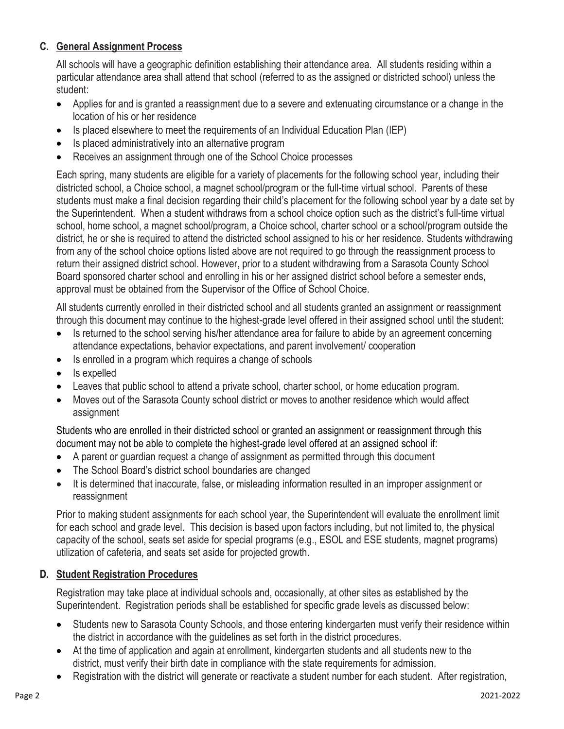## C. General Assignment Process

All schools will have a geographic definition establishing their attendance area. All students residing within a particular attendance area shall attend that school (referred to as the assigned or districted school) unless the student:

- Applies for and is granted a reassignment due to a severe and extenuating circumstance or a change in the location of his or her residence
- Is placed elsewhere to meet the requirements of an Individual Education Plan (IEP)
- Is placed administratively into an alternative program
- Receives an assignment through one of the School Choice processes

Each spring, many students are eligible for a variety of placements for the following school year, including their districted school, a Choice school, a magnet school/program or the full-time virtual school. Parents of these students must make a final decision regarding their child's placement for the following school year by a date set by the Superintendent. When a student withdraws from a school choice option such as the district's full-time virtual school, home school, a magnet school/program, a Choice school, charter school or a school/program outside the district, he or she is required to attend the districted school assigned to his or her residence. Students withdrawing from any of the school choice options listed above are not required to go through the reassignment process to return their assigned district school. However, prior to a student withdrawing from a Sarasota County School Board sponsored charter school and enrolling in his or her assigned district school before a semester ends, approval must be obtained from the Supervisor of the Office of School Choice.

All students currently enrolled in their districted school and all students granted an assignment or reassignment through this document may continue to the highest-grade level offered in their assigned school until the student:

- Is returned to the school serving his/her attendance area for failure to abide by an agreement concerning attendance expectations, behavior expectations, and parent involvement/ cooperation
- Is enrolled in a program which requires a change of schools
- Is expelled
- Leaves that public school to attend a private school, charter school, or home education program.
- Moves out of the Sarasota County school district or moves to another residence which would affect assignment

Students who are enrolled in their districted school or granted an assignment or reassignment through this document may not be able to complete the highest-grade level offered at an assigned school if:

- A parent or guardian request a change of assignment as permitted through this document
- The School Board's district school boundaries are changed
- It is determined that inaccurate, false, or misleading information resulted in an improper assignment or reassignment

Prior to making student assignments for each school year, the Superintendent will evaluate the enrollment limit for each school and grade level. This decision is based upon factors including, but not limited to, the physical capacity of the school, seats set aside for special programs (e.g., ESOL and ESE students, magnet programs) utilization of cafeteria, and seats set aside for projected growth.

## D. Student Registration Procedures

Registration may take place at individual schools and, occasionally, at other sites as established by the Superintendent. Registration periods shall be established for specific grade levels as discussed below:

- Students new to Sarasota County Schools, and those entering kindergarten must verify their residence within the district in accordance with the guidelines as set forth in the district procedures.
- At the time of application and again at enrollment, kindergarten students and all students new to the district, must verify their birth date in compliance with the state requirements for admission.
- Registration with the district will generate or reactivate a student number for each student. After registration,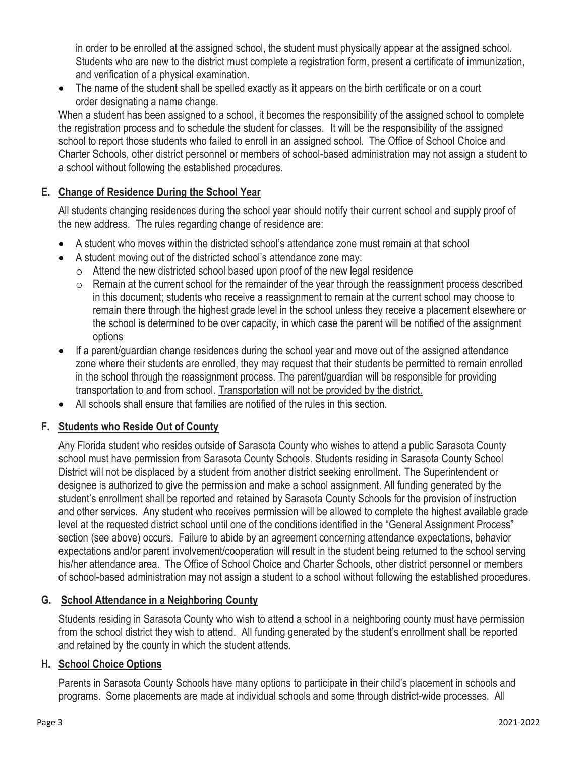in order to be enrolled at the assigned school, the student must physically appear at the assigned school. Students who are new to the district must complete a registration form, present a certificate of immunization, and verification of a physical examination.

- The name of the student shall be spelled exactly as it appears on the birth certificate or on a court order designating a name change.

When a student has been assigned to a school, it becomes the responsibility of the assigned school to complete the registration process and to schedule the student for classes. It will be the responsibility of the assigned school to report those students who failed to enroll in an assigned school. The Office of School Choice and Charter Schools, other district personnel or members of school-based administration may not assign a student to a school without following the established procedures.

## E. Change of Residence During the School Year

All students changing residences during the school year should notify their current school and supply proof of the new address. The rules regarding change of residence are:

- A student who moves within the districted school's attendance zone must remain at that school
- A student moving out of the districted school's attendance zone may:
  - Attend the new districted school based upon proof of the new legal residence
  - Remain at the current school for the remainder of the year through the reassignment process described in this document; students who receive a reassignment to remain at the current school may choose to remain there through the highest grade level in the school unless they receive a placement elsewhere or the school is determined to be over capacity, in which case the parent will be notified of the assignment options
- If a parent/guardian change residences during the school year and move out of the assigned attendance zone where their students are enrolled, they may request that their students be permitted to remain enrolled in the school through the reassignment process. The parent/guardian will be responsible for providing transportation to and from school. <u>Transportation will not be provided by the district.</u>
- All schools shall ensure that families are notified of the rules in this section.

## F. Students who Reside Out of County

Any Florida student who resides outside of Sarasota County who wishes to attend a public Sarasota County school must have permission from Sarasota County Schools. Students residing in Sarasota County School District will not be displaced by a student from another district seeking enrollment. The Superintendent or designee is authorized to give the permission and make a school assignment. All funding generated by the student's enrollment shall be reported and retained by Sarasota County Schools for the provision of instruction and other services. Any student who receives permission will be allowed to complete the highest available grade level at the requested district school until one of the conditions identified in the "General Assignment Process" section (see above) occurs. Failure to abide by an agreement concerning attendance expectations, behavior expectations and/or parent involvement/cooperation will result in the student being returned to the school serving his/her attendance area. The Office of School Choice and Charter Schools, other district personnel or members of school-based administration may not assign a student to a school without following the established procedures.

## G. School Attendance in a Neighboring County

Students residing in Sarasota County who wish to attend a school in a neighboring county must have permission from the school district they wish to attend. All funding generated by the student's enrollment shall be reported and retained by the county in which the student attends.

## H. School Choice Options

Parents in Sarasota County Schools have many options to participate in their child's placement in schools and programs. Some placements are made at individual schools and some through district-wide processes. All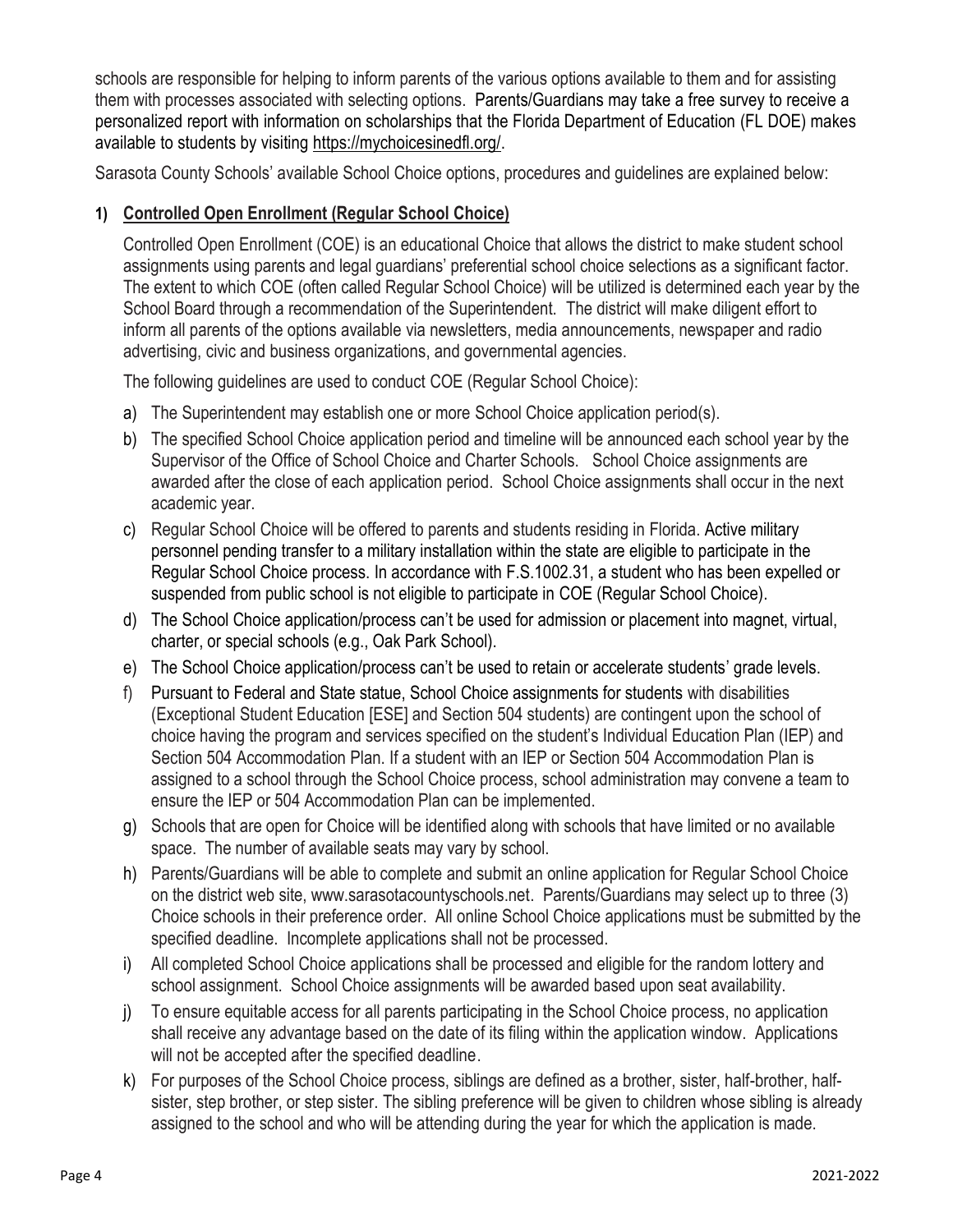schools are responsible for helping to inform parents of the various options available to them and for assisting them with processes associated with selecting options. Parents/Guardians may take a free survey to receive a personalized report with information on scholarships that the Florida Department of Education (FL DOE) makes available to students by visiting https://mychoicesinedfl.org/.

Sarasota County Schools' available School Choice options, procedures and guidelines are explained below:

**1) Controlled Open Enrollment (Regular School Choice)**

Controlled Open Enrollment (COE) is an educational Choice that allows the district to make student school assignments using parents and legal guardians' preferential school choice selections as a significant factor. The extent to which COE (often called Regular School Choice) will be utilized is determined each year by the School Board through a recommendation of the Superintendent. The district will make diligent effort to inform all parents of the options available via newsletters, media announcements, newspaper and radio advertising, civic and business organizations, and governmental agencies.

The following guidelines are used to conduct COE (Regular School Choice):

a) The Superintendent may establish one or more School Choice application period(s).

b) The specified School Choice application period and timeline will be announced each school year by the Supervisor of the Office of School Choice and Charter Schools. School Choice assignments are awarded after the close of each application period. School Choice assignments shall occur in the next academic year.

c) Regular School Choice will be offered to parents and students residing in Florida. Active military personnel pending transfer to a military installation within the state are eligible to participate in the Regular School Choice process. In accordance with F.S.1002.31, a student who has been expelled or suspended from public school is not eligible to participate in COE (Regular School Choice).

d) The School Choice application/process can't be used for admission or placement into magnet, virtual, charter, or special schools (e.g., Oak Park School).

e) The School Choice application/process can't be used to retain or accelerate students' grade levels.

f) Pursuant to Federal and State statue, School Choice assignments for students with disabilities (Exceptional Student Education [ESE] and Section 504 students) are contingent upon the school of choice having the program and services specified on the student's Individual Education Plan (IEP) and Section 504 Accommodation Plan. If a student with an IEP or Section 504 Accommodation Plan is assigned to a school through the School Choice process, school administration may convene a team to ensure the IEP or 504 Accommodation Plan can be implemented.

g) Schools that are open for Choice will be identified along with schools that have limited or no available space. The number of available seats may vary by school.

h) Parents/Guardians will be able to complete and submit an online application for Regular School Choice on the district web site, www.sarasotacountyschools.net. Parents/Guardians may select up to three (3) Choice schools in their preference order. All online School Choice applications must be submitted by the specified deadline. Incomplete applications shall not be processed.

i) All completed School Choice applications shall be processed and eligible for the random lottery and school assignment. School Choice assignments will be awarded based upon seat availability.

j) To ensure equitable access for all parents participating in the School Choice process, no application shall receive any advantage based on the date of its filing within the application window. Applications will not be accepted after the specified deadline.

k) For purposes of the School Choice process, siblings are defined as a brother, sister, half-brother, half-sister, step brother, or step sister. The sibling preference will be given to children whose sibling is already assigned to the school and who will be attending during the year for which the application is made.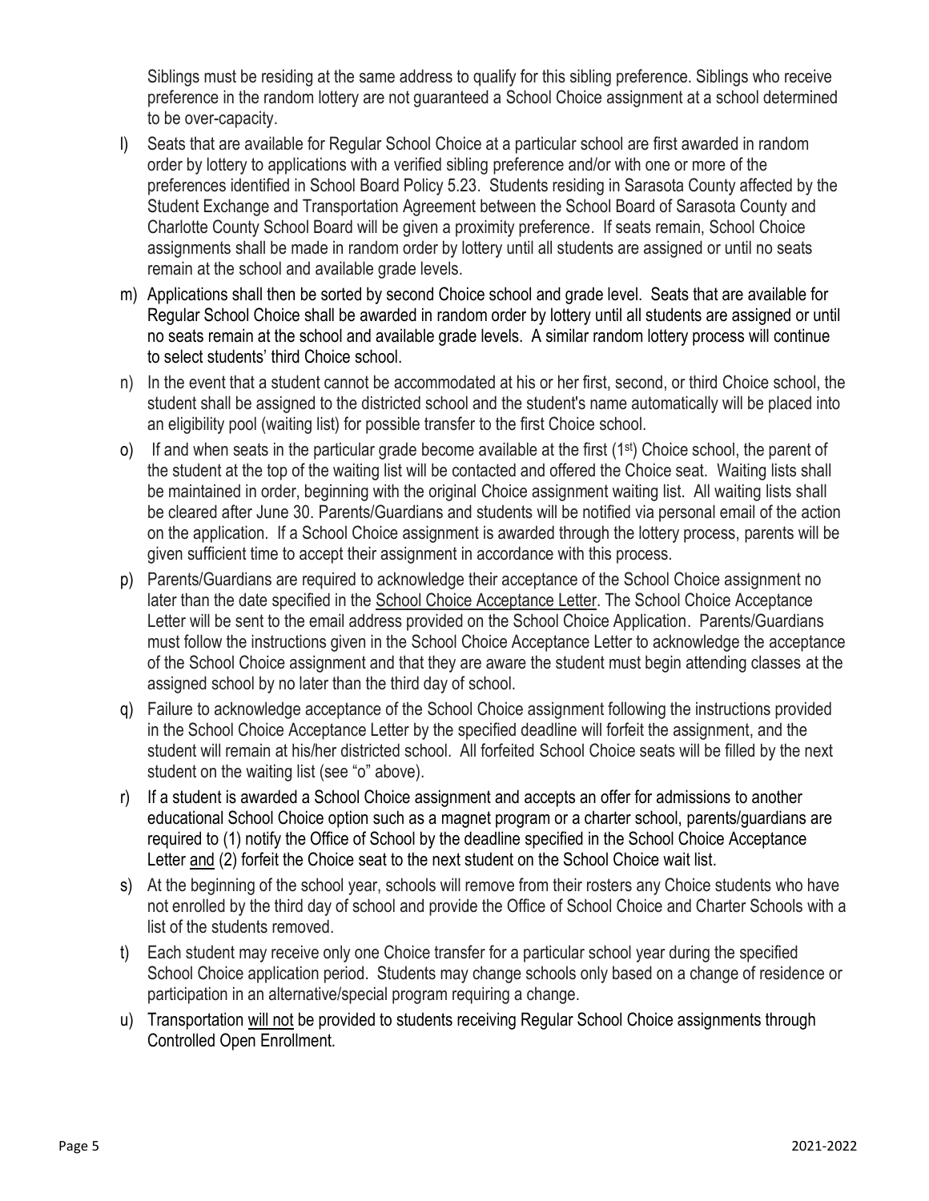Siblings must be residing at the same address to qualify for this sibling preference. Siblings who receive preference in the random lottery are not guaranteed a School Choice assignment at a school determined to be over-capacity.

l) Seats that are available for Regular School Choice at a particular school are first awarded in random order by lottery to applications with a verified sibling preference and/or with one or more of the preferences identified in School Board Policy 5.23. Students residing in Sarasota County affected by the Student Exchange and Transportation Agreement between the School Board of Sarasota County and Charlotte County School Board will be given a proximity preference. If seats remain, School Choice assignments shall be made in random order by lottery until all students are assigned or until no seats remain at the school and available grade levels.

m) Applications shall then be sorted by second Choice school and grade level. Seats that are available for Regular School Choice shall be awarded in random order by lottery until all students are assigned or until no seats remain at the school and available grade levels. A similar random lottery process will continue to select students' third Choice school.

n) In the event that a student cannot be accommodated at his or her first, second, or third Choice school, the student shall be assigned to the districted school and the student's name automatically will be placed into an eligibility pool (waiting list) for possible transfer to the first Choice school.

o) If and when seats in the particular grade become available at the first (1st) Choice school, the parent of the student at the top of the waiting list will be contacted and offered the Choice seat. Waiting lists shall be maintained in order, beginning with the original Choice assignment waiting list. All waiting lists shall be cleared after June 30. Parents/Guardians and students will be notified via personal email of the action on the application. If a School Choice assignment is awarded through the lottery process, parents will be given sufficient time to accept their assignment in accordance with this process.

p) Parents/Guardians are required to acknowledge their acceptance of the School Choice assignment no later than the date specified in the <u>School Choice Acceptance Letter</u>. The School Choice Acceptance Letter will be sent to the email address provided on the School Choice Application. Parents/Guardians must follow the instructions given in the School Choice Acceptance Letter to acknowledge the acceptance of the School Choice assignment and that they are aware the student must begin attending classes at the assigned school by no later than the third day of school.

q) Failure to acknowledge acceptance of the School Choice assignment following the instructions provided in the School Choice Acceptance Letter by the specified deadline will forfeit the assignment, and the student will remain at his/her districted school. All forfeited School Choice seats will be filled by the next student on the waiting list (see "o" above).

r) If a student is awarded a School Choice assignment and accepts an offer for admissions to another educational School Choice option such as a magnet program or a charter school, parents/guardians are required to (1) notify the Office of School by the deadline specified in the School Choice Acceptance Letter <u>and</u> (2) forfeit the Choice seat to the next student on the School Choice wait list.

s) At the beginning of the school year, schools will remove from their rosters any Choice students who have not enrolled by the third day of school and provide the Office of School Choice and Charter Schools with a list of the students removed.

t) Each student may receive only one Choice transfer for a particular school year during the specified School Choice application period. Students may change schools only based on a change of residence or participation in an alternative/special program requiring a change.

u) Transportation <u>will not</u> be provided to students receiving Regular School Choice assignments through Controlled Open Enrollment.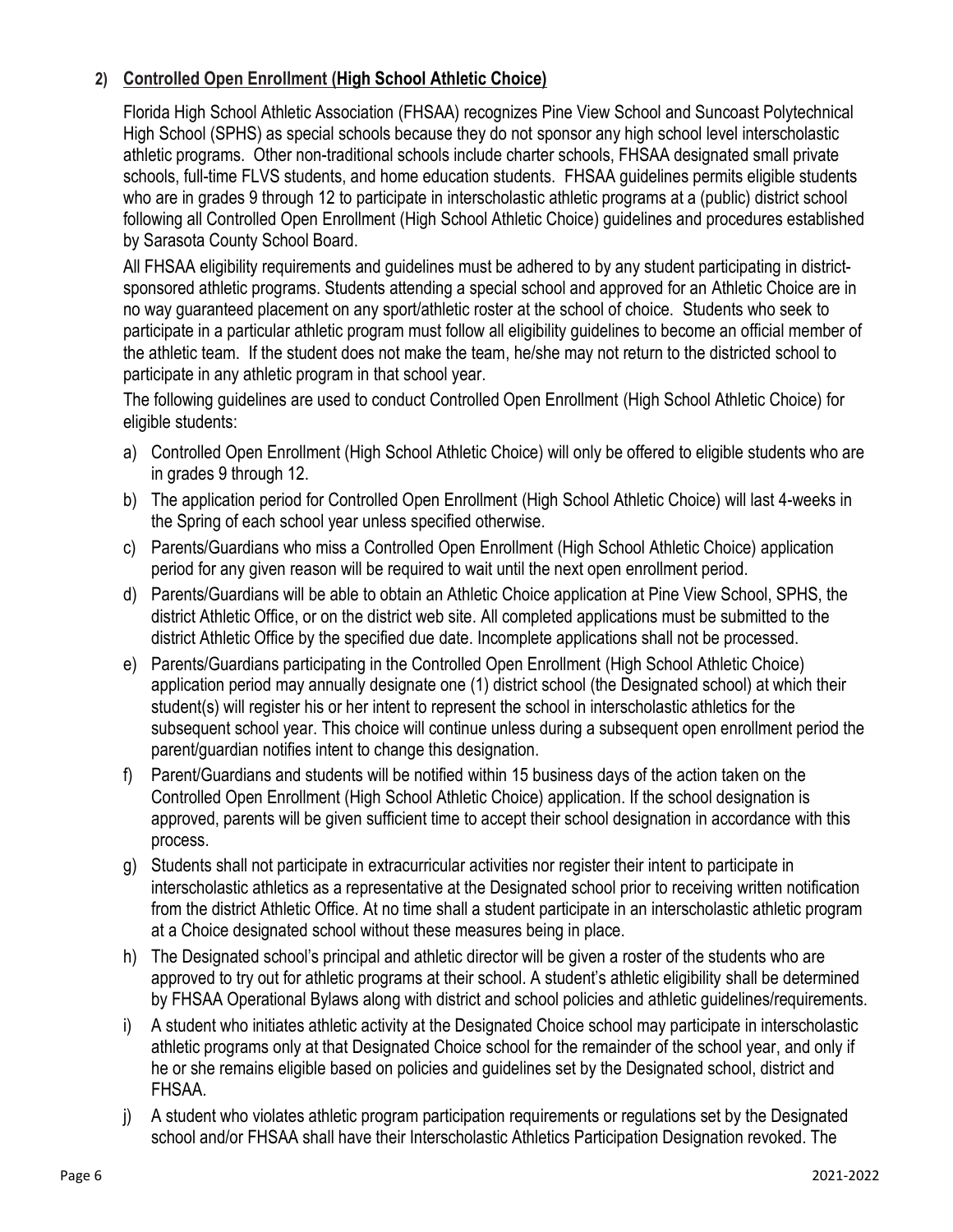## 2) Controlled Open Enrollment (High School Athletic Choice)

Florida High School Athletic Association (FHSAA) recognizes Pine View School and Suncoast Polytechnical High School (SPHS) as special schools because they do not sponsor any high school level interscholastic athletic programs. Other non-traditional schools include charter schools, FHSAA designated small private schools, full-time FLVS students, and home education students. FHSAA guidelines permits eligible students who are in grades 9 through 12 to participate in interscholastic athletic programs at a (public) district school following all Controlled Open Enrollment (High School Athletic Choice) guidelines and procedures established by Sarasota County School Board.

All FHSAA eligibility requirements and guidelines must be adhered to by any student participating in district-sponsored athletic programs. Students attending a special school and approved for an Athletic Choice are in no way guaranteed placement on any sport/athletic roster at the school of choice. Students who seek to participate in a particular athletic program must follow all eligibility guidelines to become an official member of the athletic team. If the student does not make the team, he/she may not return to the districted school to participate in any athletic program in that school year.

The following guidelines are used to conduct Controlled Open Enrollment (High School Athletic Choice) for eligible students:

a) Controlled Open Enrollment (High School Athletic Choice) will only be offered to eligible students who are in grades 9 through 12.

b) The application period for Controlled Open Enrollment (High School Athletic Choice) will last 4-weeks in the Spring of each school year unless specified otherwise.

c) Parents/Guardians who miss a Controlled Open Enrollment (High School Athletic Choice) application period for any given reason will be required to wait until the next open enrollment period.

d) Parents/Guardians will be able to obtain an Athletic Choice application at Pine View School, SPHS, the district Athletic Office, or on the district web site. All completed applications must be submitted to the district Athletic Office by the specified due date. Incomplete applications shall not be processed.

e) Parents/Guardians participating in the Controlled Open Enrollment (High School Athletic Choice) application period may annually designate one (1) district school (the Designated school) at which their student(s) will register his or her intent to represent the school in interscholastic athletics for the subsequent school year. This choice will continue unless during a subsequent open enrollment period the parent/guardian notifies intent to change this designation.

f) Parent/Guardians and students will be notified within 15 business days of the action taken on the Controlled Open Enrollment (High School Athletic Choice) application. If the school designation is approved, parents will be given sufficient time to accept their school designation in accordance with this process.

g) Students shall not participate in extracurricular activities nor register their intent to participate in interscholastic athletics as a representative at the Designated school prior to receiving written notification from the district Athletic Office. At no time shall a student participate in an interscholastic athletic program at a Choice designated school without these measures being in place.

h) The Designated school's principal and athletic director will be given a roster of the students who are approved to try out for athletic programs at their school. A student's athletic eligibility shall be determined by FHSAA Operational Bylaws along with district and school policies and athletic guidelines/requirements.

i) A student who initiates athletic activity at the Designated Choice school may participate in interscholastic athletic programs only at that Designated Choice school for the remainder of the school year, and only if he or she remains eligible based on policies and guidelines set by the Designated school, district and FHSAA.

j) A student who violates athletic program participation requirements or regulations set by the Designated school and/or FHSAA shall have their Interscholastic Athletics Participation Designation revoked. The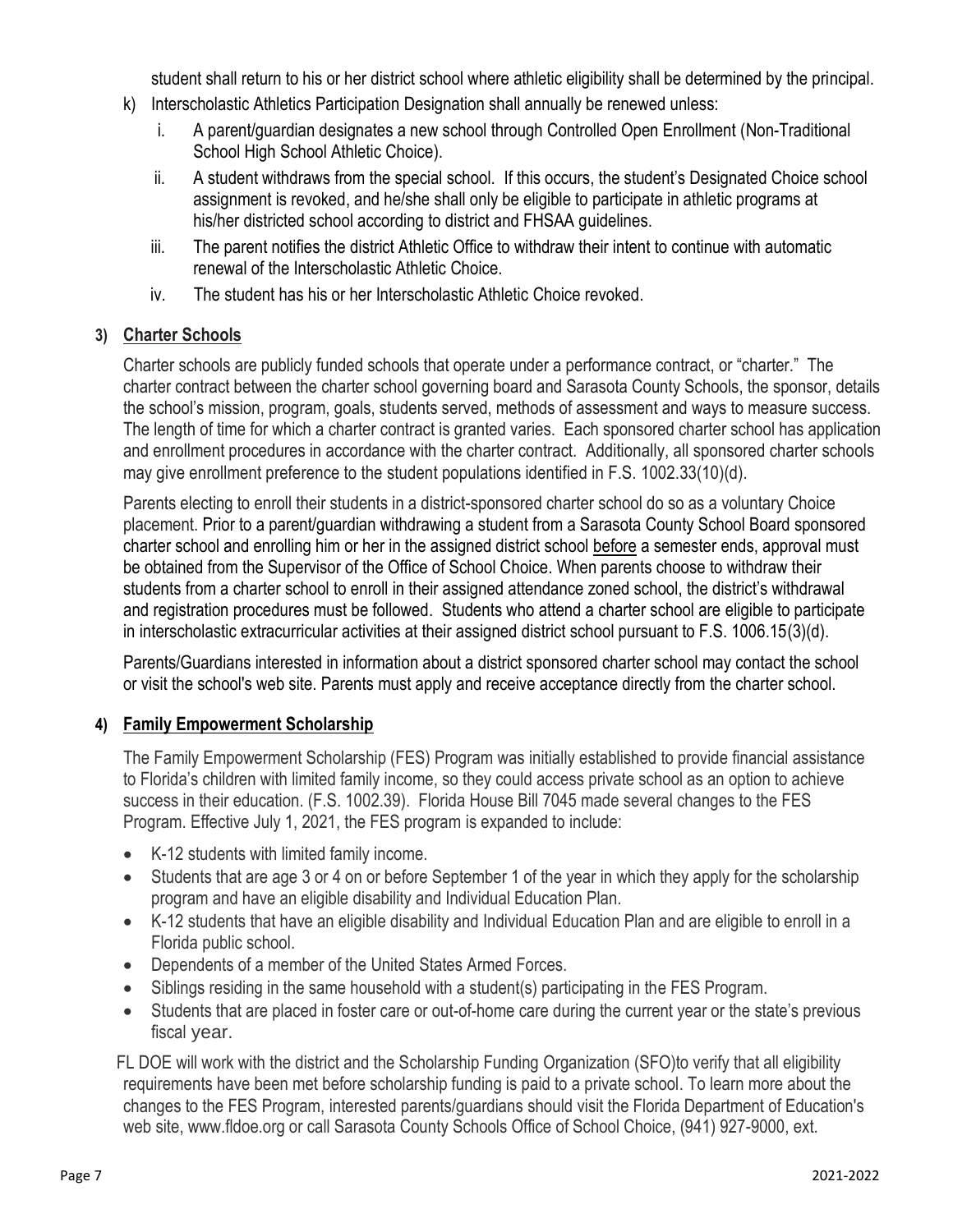student shall return to his or her district school where athletic eligibility shall be determined by the principal.

k) Interscholastic Athletics Participation Designation shall annually be renewed unless:

   i. A parent/guardian designates a new school through Controlled Open Enrollment (Non-Traditional School High School Athletic Choice).

   ii. A student withdraws from the special school. If this occurs, the student's Designated Choice school assignment is revoked, and he/she shall only be eligible to participate in athletic programs at his/her districted school according to district and FHSAA guidelines.

   iii. The parent notifies the district Athletic Office to withdraw their intent to continue with automatic renewal of the Interscholastic Athletic Choice.

   iv. The student has his or her Interscholastic Athletic Choice revoked.

### 3) Charter Schools

Charter schools are publicly funded schools that operate under a performance contract, or "charter." The charter contract between the charter school governing board and Sarasota County Schools, the sponsor, details the school's mission, program, goals, students served, methods of assessment and ways to measure success. The length of time for which a charter contract is granted varies. Each sponsored charter school has application and enrollment procedures in accordance with the charter contract. Additionally, all sponsored charter schools may give enrollment preference to the student populations identified in F.S. 1002.33(10)(d).

Parents electing to enroll their students in a district-sponsored charter school do so as a voluntary Choice placement. Prior to a parent/guardian withdrawing a student from a Sarasota County School Board sponsored charter school and enrolling him or her in the assigned district school before a semester ends, approval must be obtained from the Supervisor of the Office of School Choice. When parents choose to withdraw their students from a charter school to enroll in their assigned attendance zoned school, the district's withdrawal and registration procedures must be followed. Students who attend a charter school are eligible to participate in interscholastic extracurricular activities at their assigned district school pursuant to F.S. 1006.15(3)(d).

Parents/Guardians interested in information about a district sponsored charter school may contact the school or visit the school's web site. Parents must apply and receive acceptance directly from the charter school.

### 4) Family Empowerment Scholarship

The Family Empowerment Scholarship (FES) Program was initially established to provide financial assistance to Florida's children with limited family income, so they could access private school as an option to achieve success in their education. (F.S. 1002.39). Florida House Bill 7045 made several changes to the FES Program. Effective July 1, 2021, the FES program is expanded to include:

- K-12 students with limited family income.
- Students that are age 3 or 4 on or before September 1 of the year in which they apply for the scholarship program and have an eligible disability and Individual Education Plan.
- K-12 students that have an eligible disability and Individual Education Plan and are eligible to enroll in a Florida public school.
- Dependents of a member of the United States Armed Forces.
- Siblings residing in the same household with a student(s) participating in the FES Program.
- Students that are placed in foster care or out-of-home care during the current year or the state's previous fiscal year.

FL DOE will work with the district and the Scholarship Funding Organization (SFO)to verify that all eligibility requirements have been met before scholarship funding is paid to a private school. To learn more about the changes to the FES Program, interested parents/guardians should visit the Florida Department of Education's web site, www.fldoe.org or call Sarasota County Schools Office of School Choice, (941) 927-9000, ext.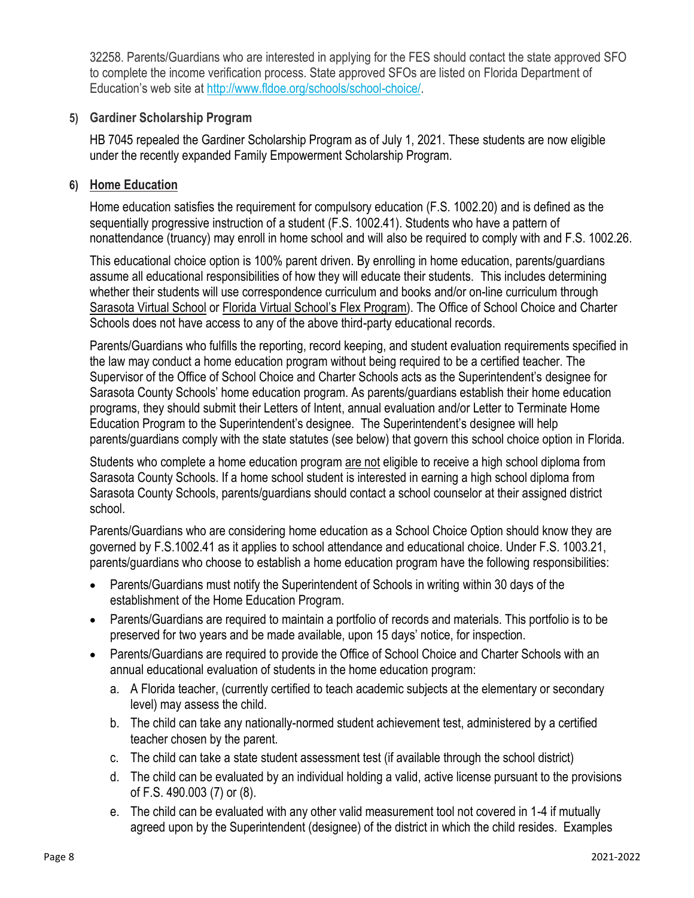32258. Parents/Guardians who are interested in applying for the FES should contact the state approved SFO to complete the income verification process. State approved SFOs are listed on Florida Department of Education's web site at http://www.fldoe.org/schools/school-choice/.

**5) Gardiner Scholarship Program**

HB 7045 repealed the Gardiner Scholarship Program as of July 1, 2021. These students are now eligible under the recently expanded Family Empowerment Scholarship Program.

**6) Home Education**

Home education satisfies the requirement for compulsory education (F.S. 1002.20) and is defined as the sequentially progressive instruction of a student (F.S. 1002.41). Students who have a pattern of nonattendance (truancy) may enroll in home school and will also be required to comply with and F.S. 1002.26.

This educational choice option is 100% parent driven. By enrolling in home education, parents/guardians assume all educational responsibilities of how they will educate their students. This includes determining whether their students will use correspondence curriculum and books and/or on-line curriculum through Sarasota Virtual School or Florida Virtual School's Flex Program). The Office of School Choice and Charter Schools does not have access to any of the above third-party educational records.

Parents/Guardians who fulfills the reporting, record keeping, and student evaluation requirements specified in the law may conduct a home education program without being required to be a certified teacher. The Supervisor of the Office of School Choice and Charter Schools acts as the Superintendent's designee for Sarasota County Schools' home education program. As parents/guardians establish their home education programs, they should submit their Letters of Intent, annual evaluation and/or Letter to Terminate Home Education Program to the Superintendent's designee. The Superintendent's designee will help parents/guardians comply with the state statutes (see below) that govern this school choice option in Florida.

Students who complete a home education program are not eligible to receive a high school diploma from Sarasota County Schools. If a home school student is interested in earning a high school diploma from Sarasota County Schools, parents/guardians should contact a school counselor at their assigned district school.

Parents/Guardians who are considering home education as a School Choice Option should know they are governed by F.S.1002.41 as it applies to school attendance and educational choice. Under F.S. 1003.21, parents/guardians who choose to establish a home education program have the following responsibilities:

- Parents/Guardians must notify the Superintendent of Schools in writing within 30 days of the establishment of the Home Education Program.
- Parents/Guardians are required to maintain a portfolio of records and materials. This portfolio is to be preserved for two years and be made available, upon 15 days' notice, for inspection.
- Parents/Guardians are required to provide the Office of School Choice and Charter Schools with an annual educational evaluation of students in the home education program:
  a. A Florida teacher, (currently certified to teach academic subjects at the elementary or secondary level) may assess the child.
  b. The child can take any nationally-normed student achievement test, administered by a certified teacher chosen by the parent.
  c. The child can take a state student assessment test (if available through the school district)
  d. The child can be evaluated by an individual holding a valid, active license pursuant to the provisions of F.S. 490.003 (7) or (8).
  e. The child can be evaluated with any other valid measurement tool not covered in 1-4 if mutually agreed upon by the Superintendent (designee) of the district in which the child resides. Examples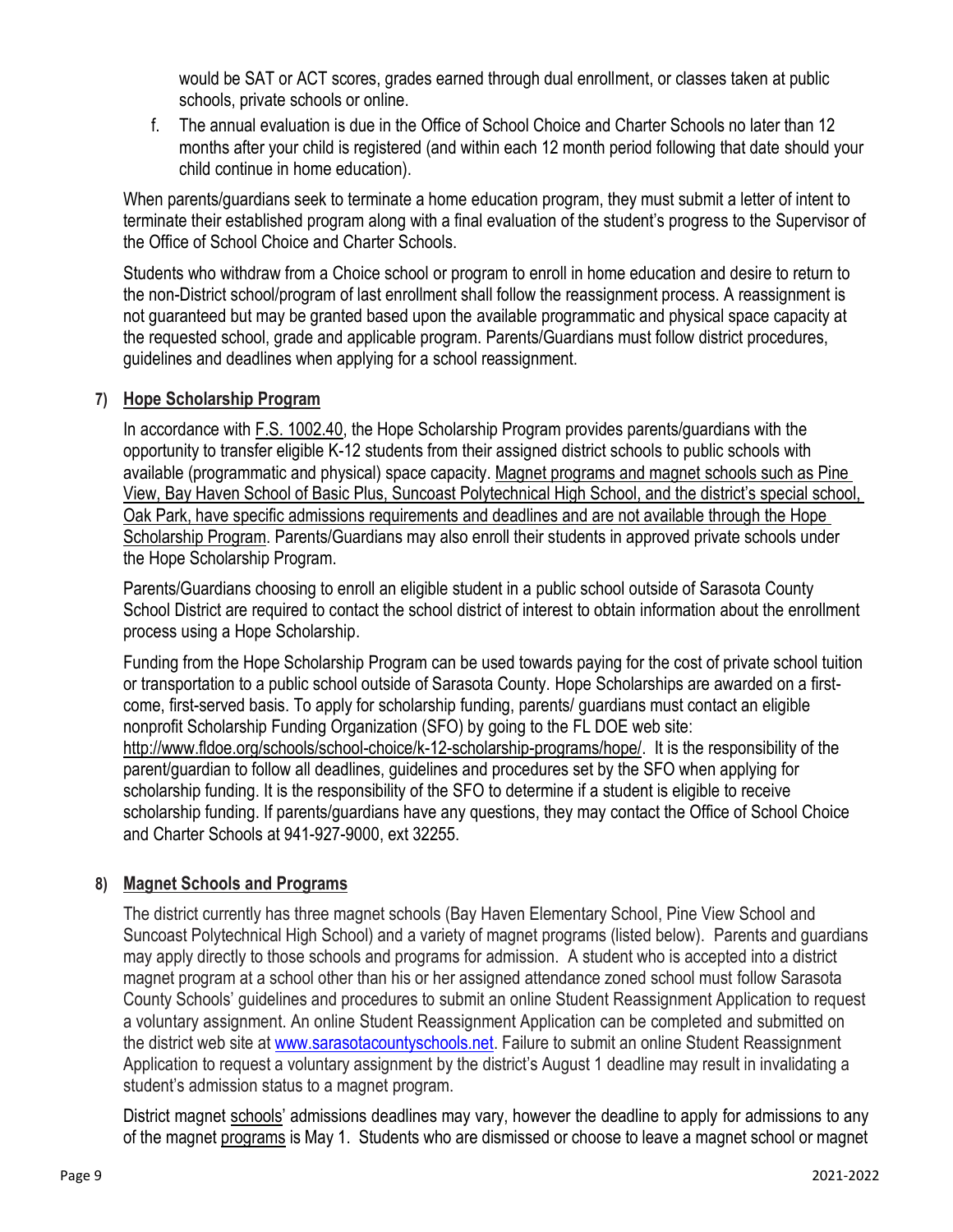would be SAT or ACT scores, grades earned through dual enrollment, or classes taken at public schools, private schools or online.

f. The annual evaluation is due in the Office of School Choice and Charter Schools no later than 12 months after your child is registered (and within each 12 month period following that date should your child continue in home education).

When parents/guardians seek to terminate a home education program, they must submit a letter of intent to terminate their established program along with a final evaluation of the student's progress to the Supervisor of the Office of School Choice and Charter Schools.

Students who withdraw from a Choice school or program to enroll in home education and desire to return to the non-District school/program of last enrollment shall follow the reassignment process. A reassignment is not guaranteed but may be granted based upon the available programmatic and physical space capacity at the requested school, grade and applicable program. Parents/Guardians must follow district procedures, guidelines and deadlines when applying for a school reassignment.

## 7) Hope Scholarship Program

In accordance with F.S. 1002.40, the Hope Scholarship Program provides parents/guardians with the opportunity to transfer eligible K-12 students from their assigned district schools to public schools with available (programmatic and physical) space capacity. Magnet programs and magnet schools such as Pine View, Bay Haven School of Basic Plus, Suncoast Polytechnical High School, and the district's special school, Oak Park, have specific admissions requirements and deadlines and are not available through the Hope Scholarship Program. Parents/Guardians may also enroll their students in approved private schools under the Hope Scholarship Program.

Parents/Guardians choosing to enroll an eligible student in a public school outside of Sarasota County School District are required to contact the school district of interest to obtain information about the enrollment process using a Hope Scholarship.

Funding from the Hope Scholarship Program can be used towards paying for the cost of private school tuition or transportation to a public school outside of Sarasota County. Hope Scholarships are awarded on a first-come, first-served basis. To apply for scholarship funding, parents/ guardians must contact an eligible nonprofit Scholarship Funding Organization (SFO) by going to the FL DOE web site: http://www.fldoe.org/schools/school-choice/k-12-scholarship-programs/hope/. It is the responsibility of the parent/guardian to follow all deadlines, guidelines and procedures set by the SFO when applying for scholarship funding. It is the responsibility of the SFO to determine if a student is eligible to receive scholarship funding. If parents/guardians have any questions, they may contact the Office of School Choice and Charter Schools at 941-927-9000, ext 32255.

## 8) Magnet Schools and Programs

The district currently has three magnet schools (Bay Haven Elementary School, Pine View School and Suncoast Polytechnical High School) and a variety of magnet programs (listed below). Parents and guardians may apply directly to those schools and programs for admission. A student who is accepted into a district magnet program at a school other than his or her assigned attendance zoned school must follow Sarasota County Schools' guidelines and procedures to submit an online Student Reassignment Application to request a voluntary assignment. An online Student Reassignment Application can be completed and submitted on the district web site at www.sarasotacountyschools.net. Failure to submit an online Student Reassignment Application to request a voluntary assignment by the district's August 1 deadline may result in invalidating a student's admission status to a magnet program.

District magnet schools' admissions deadlines may vary, however the deadline to apply for admissions to any of the magnet programs is May 1. Students who are dismissed or choose to leave a magnet school or magnet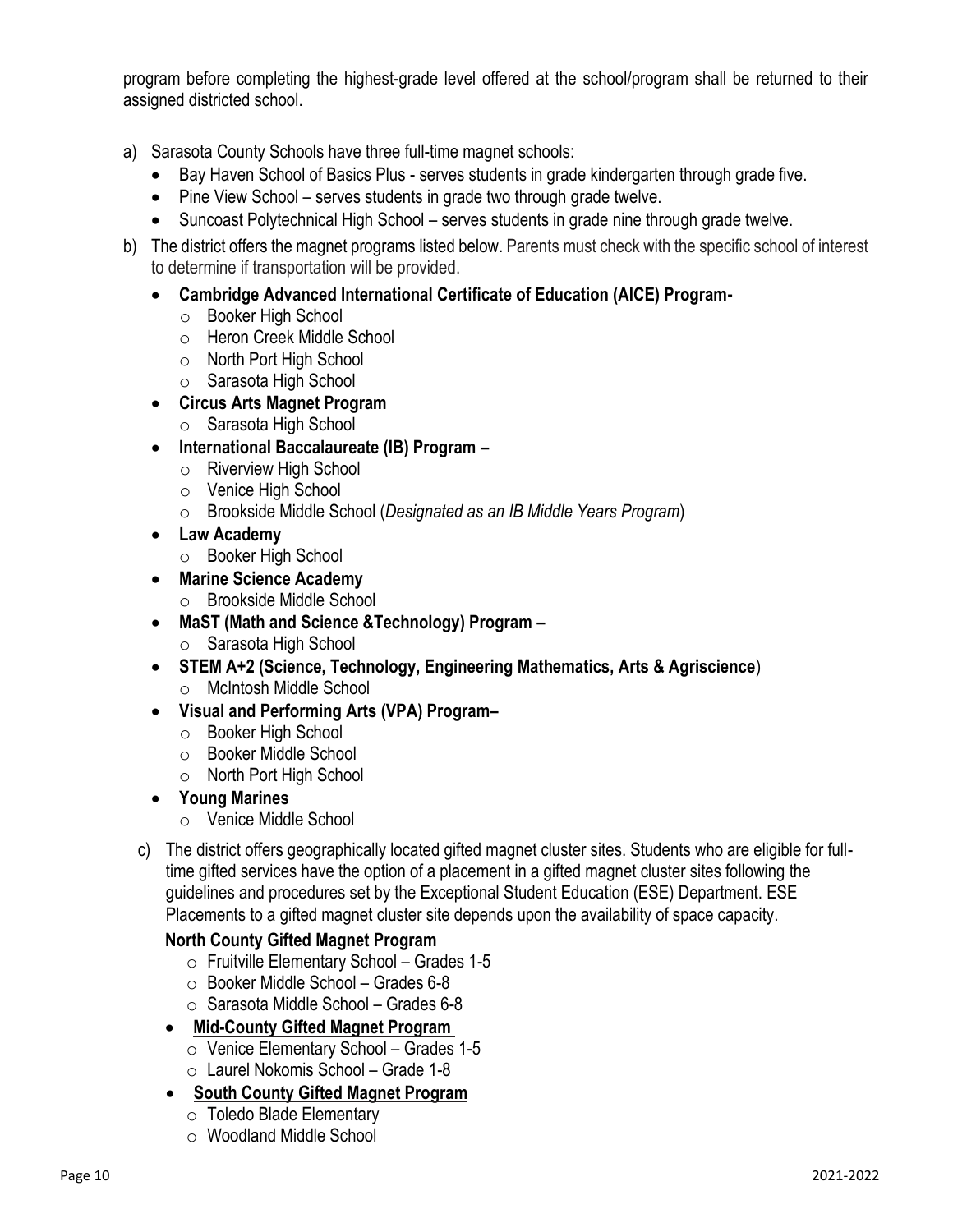program before completing the highest-grade level offered at the school/program shall be returned to their assigned districted school.

a) Sarasota County Schools have three full-time magnet schools:
   - Bay Haven School of Basics Plus - serves students in grade kindergarten through grade five.
   - Pine View School – serves students in grade two through grade twelve.
   - Suncoast Polytechnical High School – serves students in grade nine through grade twelve.

b) The district offers the magnet programs listed below. Parents must check with the specific school of interest to determine if transportation will be provided.
   - **Cambridge Advanced International Certificate of Education (AICE) Program-**
     - Booker High School
     - Heron Creek Middle School
     - North Port High School
     - Sarasota High School
   - **Circus Arts Magnet Program**
     - Sarasota High School
   - **International Baccalaureate (IB) Program –**
     - Riverview High School
     - Venice High School
     - Brookside Middle School (*Designated as an IB Middle Years Program*)
   - **Law Academy**
     - Booker High School
   - **Marine Science Academy**
     - Brookside Middle School
   - **MaST (Math and Science &Technology) Program –**
     - Sarasota High School
   - **STEM A+2 (Science, Technology, Engineering Mathematics, Arts & Agriscience**)
     - McIntosh Middle School
   - **Visual and Performing Arts (VPA) Program–**
     - Booker High School
     - Booker Middle School
     - North Port High School
   - **Young Marines**
     - Venice Middle School

c) The district offers geographically located gifted magnet cluster sites. Students who are eligible for full-time gifted services have the option of a placement in a gifted magnet cluster sites following the guidelines and procedures set by the Exceptional Student Education (ESE) Department. ESE Placements to a gifted magnet cluster site depends upon the availability of space capacity.

   **North County Gifted Magnet Program**
     - Fruitville Elementary School – Grades 1-5
     - Booker Middle School – Grades 6-8
     - Sarasota Middle School – Grades 6-8
   - **Mid-County Gifted Magnet Program**
     - Venice Elementary School – Grades 1-5
     - Laurel Nokomis School – Grade 1-8
   - **South County Gifted Magnet Program**
     - Toledo Blade Elementary
     - Woodland Middle School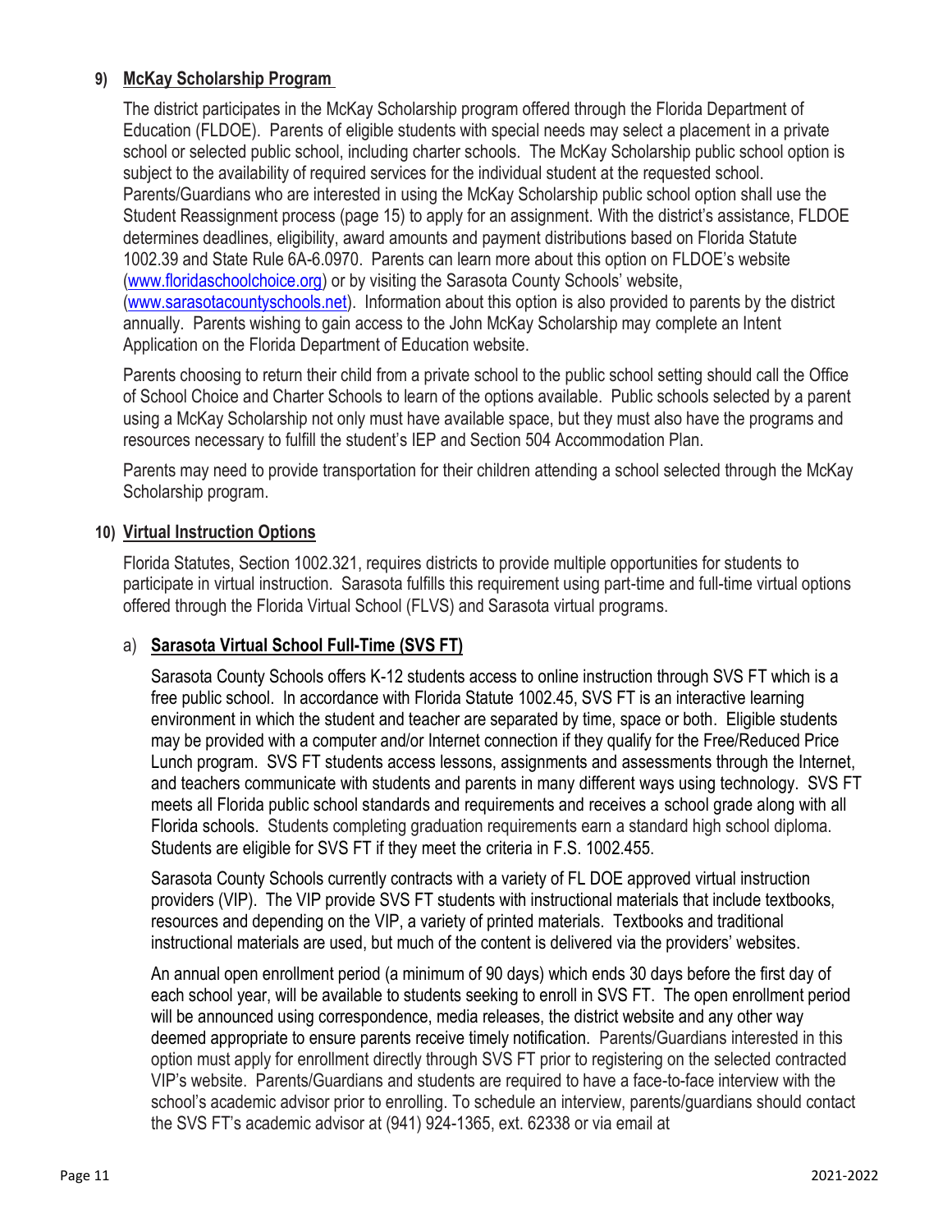**9) McKay Scholarship Program**

The district participates in the McKay Scholarship program offered through the Florida Department of Education (FLDOE). Parents of eligible students with special needs may select a placement in a private school or selected public school, including charter schools. The McKay Scholarship public school option is subject to the availability of required services for the individual student at the requested school. Parents/Guardians who are interested in using the McKay Scholarship public school option shall use the Student Reassignment process (page 15) to apply for an assignment. With the district's assistance, FLDOE determines deadlines, eligibility, award amounts and payment distributions based on Florida Statute 1002.39 and State Rule 6A-6.0970. Parents can learn more about this option on FLDOE's website (www.floridaschoolchoice.org) or by visiting the Sarasota County Schools' website, (www.sarasotacountyschools.net). Information about this option is also provided to parents by the district annually. Parents wishing to gain access to the John McKay Scholarship may complete an Intent Application on the Florida Department of Education website.

Parents choosing to return their child from a private school to the public school setting should call the Office of School Choice and Charter Schools to learn of the options available. Public schools selected by a parent using a McKay Scholarship not only must have available space, but they must also have the programs and resources necessary to fulfill the student's IEP and Section 504 Accommodation Plan.

Parents may need to provide transportation for their children attending a school selected through the McKay Scholarship program.

**10) Virtual Instruction Options**

Florida Statutes, Section 1002.321, requires districts to provide multiple opportunities for students to participate in virtual instruction. Sarasota fulfills this requirement using part-time and full-time virtual options offered through the Florida Virtual School (FLVS) and Sarasota virtual programs.

a) **Sarasota Virtual School Full-Time (SVS FT)**

Sarasota County Schools offers K-12 students access to online instruction through SVS FT which is a free public school. In accordance with Florida Statute 1002.45, SVS FT is an interactive learning environment in which the student and teacher are separated by time, space or both. Eligible students may be provided with a computer and/or Internet connection if they qualify for the Free/Reduced Price Lunch program. SVS FT students access lessons, assignments and assessments through the Internet, and teachers communicate with students and parents in many different ways using technology. SVS FT meets all Florida public school standards and requirements and receives a school grade along with all Florida schools. Students completing graduation requirements earn a standard high school diploma. Students are eligible for SVS FT if they meet the criteria in F.S. 1002.455.

Sarasota County Schools currently contracts with a variety of FL DOE approved virtual instruction providers (VIP). The VIP provide SVS FT students with instructional materials that include textbooks, resources and depending on the VIP, a variety of printed materials. Textbooks and traditional instructional materials are used, but much of the content is delivered via the providers' websites.

An annual open enrollment period (a minimum of 90 days) which ends 30 days before the first day of each school year, will be available to students seeking to enroll in SVS FT. The open enrollment period will be announced using correspondence, media releases, the district website and any other way deemed appropriate to ensure parents receive timely notification. Parents/Guardians interested in this option must apply for enrollment directly through SVS FT prior to registering on the selected contracted VIP's website. Parents/Guardians and students are required to have a face-to-face interview with the school's academic advisor prior to enrolling. To schedule an interview, parents/guardians should contact the SVS FT's academic advisor at (941) 924-1365, ext. 62338 or via email at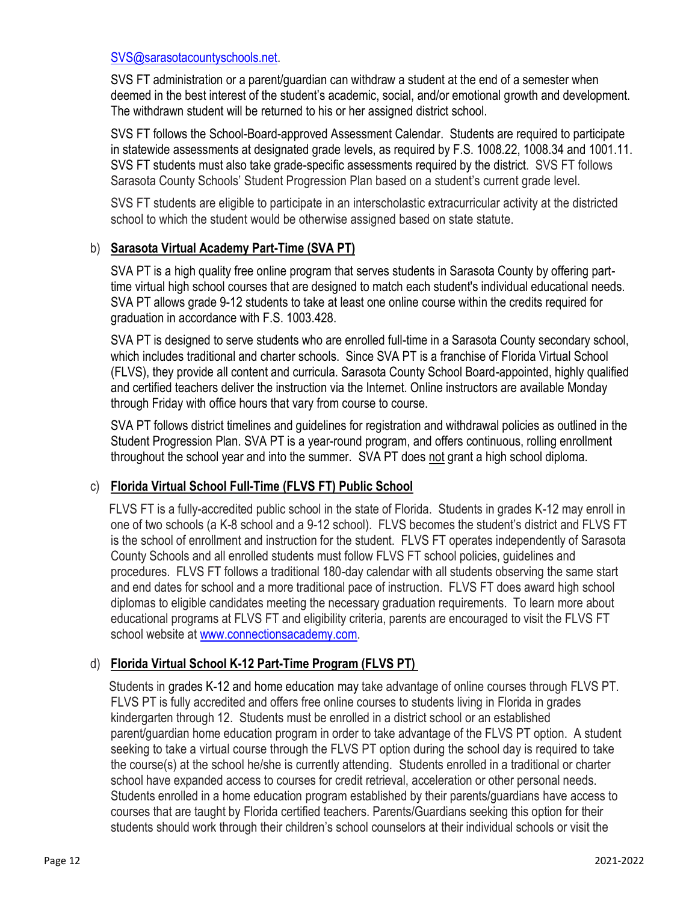SVS@sarasotacountyschools.net.

SVS FT administration or a parent/guardian can withdraw a student at the end of a semester when deemed in the best interest of the student's academic, social, and/or emotional growth and development. The withdrawn student will be returned to his or her assigned district school.

SVS FT follows the School-Board-approved Assessment Calendar. Students are required to participate in statewide assessments at designated grade levels, as required by F.S. 1008.22, 1008.34 and 1001.11. SVS FT students must also take grade-specific assessments required by the district. SVS FT follows Sarasota County Schools' Student Progression Plan based on a student's current grade level.

SVS FT students are eligible to participate in an interscholastic extracurricular activity at the districted school to which the student would be otherwise assigned based on state statute.

b) **Sarasota Virtual Academy Part-Time (SVA PT)**

SVA PT is a high quality free online program that serves students in Sarasota County by offering part-time virtual high school courses that are designed to match each student's individual educational needs. SVA PT allows grade 9-12 students to take at least one online course within the credits required for graduation in accordance with F.S. 1003.428.

SVA PT is designed to serve students who are enrolled full-time in a Sarasota County secondary school, which includes traditional and charter schools. Since SVA PT is a franchise of Florida Virtual School (FLVS), they provide all content and curricula. Sarasota County School Board-appointed, highly qualified and certified teachers deliver the instruction via the Internet. Online instructors are available Monday through Friday with office hours that vary from course to course.

SVA PT follows district timelines and guidelines for registration and withdrawal policies as outlined in the Student Progression Plan. SVA PT is a year-round program, and offers continuous, rolling enrollment throughout the school year and into the summer. SVA PT does not grant a high school diploma.

c) **Florida Virtual School Full-Time (FLVS FT) Public School**

FLVS FT is a fully-accredited public school in the state of Florida. Students in grades K-12 may enroll in one of two schools (a K-8 school and a 9-12 school). FLVS becomes the student's district and FLVS FT is the school of enrollment and instruction for the student. FLVS FT operates independently of Sarasota County Schools and all enrolled students must follow FLVS FT school policies, guidelines and procedures. FLVS FT follows a traditional 180-day calendar with all students observing the same start and end dates for school and a more traditional pace of instruction. FLVS FT does award high school diplomas to eligible candidates meeting the necessary graduation requirements. To learn more about educational programs at FLVS FT and eligibility criteria, parents are encouraged to visit the FLVS FT school website at www.connectionsacademy.com.

d) **Florida Virtual School K-12 Part-Time Program (FLVS PT)**

Students in grades K-12 and home education may take advantage of online courses through FLVS PT. FLVS PT is fully accredited and offers free online courses to students living in Florida in grades kindergarten through 12. Students must be enrolled in a district school or an established parent/guardian home education program in order to take advantage of the FLVS PT option. A student seeking to take a virtual course through the FLVS PT option during the school day is required to take the course(s) at the school he/she is currently attending. Students enrolled in a traditional or charter school have expanded access to courses for credit retrieval, acceleration or other personal needs. Students enrolled in a home education program established by their parents/guardians have access to courses that are taught by Florida certified teachers. Parents/Guardians seeking this option for their students should work through their children's school counselors at their individual schools or visit the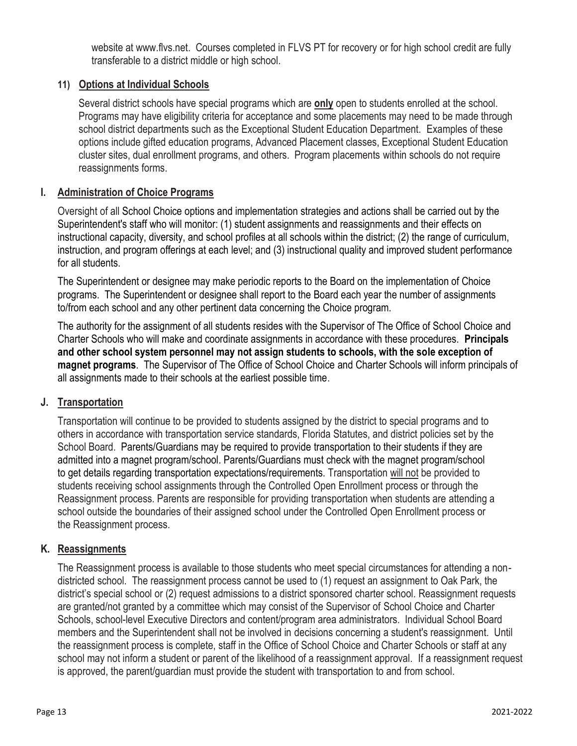website at www.flvs.net. Courses completed in FLVS PT for recovery or for high school credit are fully transferable to a district middle or high school.

#### 11) Options at Individual Schools

Several district schools have special programs which are **only** open to students enrolled at the school. Programs may have eligibility criteria for acceptance and some placements may need to be made through school district departments such as the Exceptional Student Education Department. Examples of these options include gifted education programs, Advanced Placement classes, Exceptional Student Education cluster sites, dual enrollment programs, and others. Program placements within schools do not require reassignments forms.

### I. Administration of Choice Programs

Oversight of all School Choice options and implementation strategies and actions shall be carried out by the Superintendent's staff who will monitor: (1) student assignments and reassignments and their effects on instructional capacity, diversity, and school profiles at all schools within the district; (2) the range of curriculum, instruction, and program offerings at each level; and (3) instructional quality and improved student performance for all students.

The Superintendent or designee may make periodic reports to the Board on the implementation of Choice programs. The Superintendent or designee shall report to the Board each year the number of assignments to/from each school and any other pertinent data concerning the Choice program.

The authority for the assignment of all students resides with the Supervisor of The Office of School Choice and Charter Schools who will make and coordinate assignments in accordance with these procedures. **Principals and other school system personnel may not assign students to schools, with the sole exception of magnet programs**. The Supervisor of The Office of School Choice and Charter Schools will inform principals of all assignments made to their schools at the earliest possible time.

### J. Transportation

Transportation will continue to be provided to students assigned by the district to special programs and to others in accordance with transportation service standards, Florida Statutes, and district policies set by the School Board. Parents/Guardians may be required to provide transportation to their students if they are admitted into a magnet program/school. Parents/Guardians must check with the magnet program/school to get details regarding transportation expectations/requirements. Transportation will not be provided to students receiving school assignments through the Controlled Open Enrollment process or through the Reassignment process. Parents are responsible for providing transportation when students are attending a school outside the boundaries of their assigned school under the Controlled Open Enrollment process or the Reassignment process.

### K. Reassignments

The Reassignment process is available to those students who meet special circumstances for attending a non-districted school. The reassignment process cannot be used to (1) request an assignment to Oak Park, the district's special school or (2) request admissions to a district sponsored charter school. Reassignment requests are granted/not granted by a committee which may consist of the Supervisor of School Choice and Charter Schools, school-level Executive Directors and content/program area administrators. Individual School Board members and the Superintendent shall not be involved in decisions concerning a student's reassignment. Until the reassignment process is complete, staff in the Office of School Choice and Charter Schools or staff at any school may not inform a student or parent of the likelihood of a reassignment approval. If a reassignment request is approved, the parent/guardian must provide the student with transportation to and from school.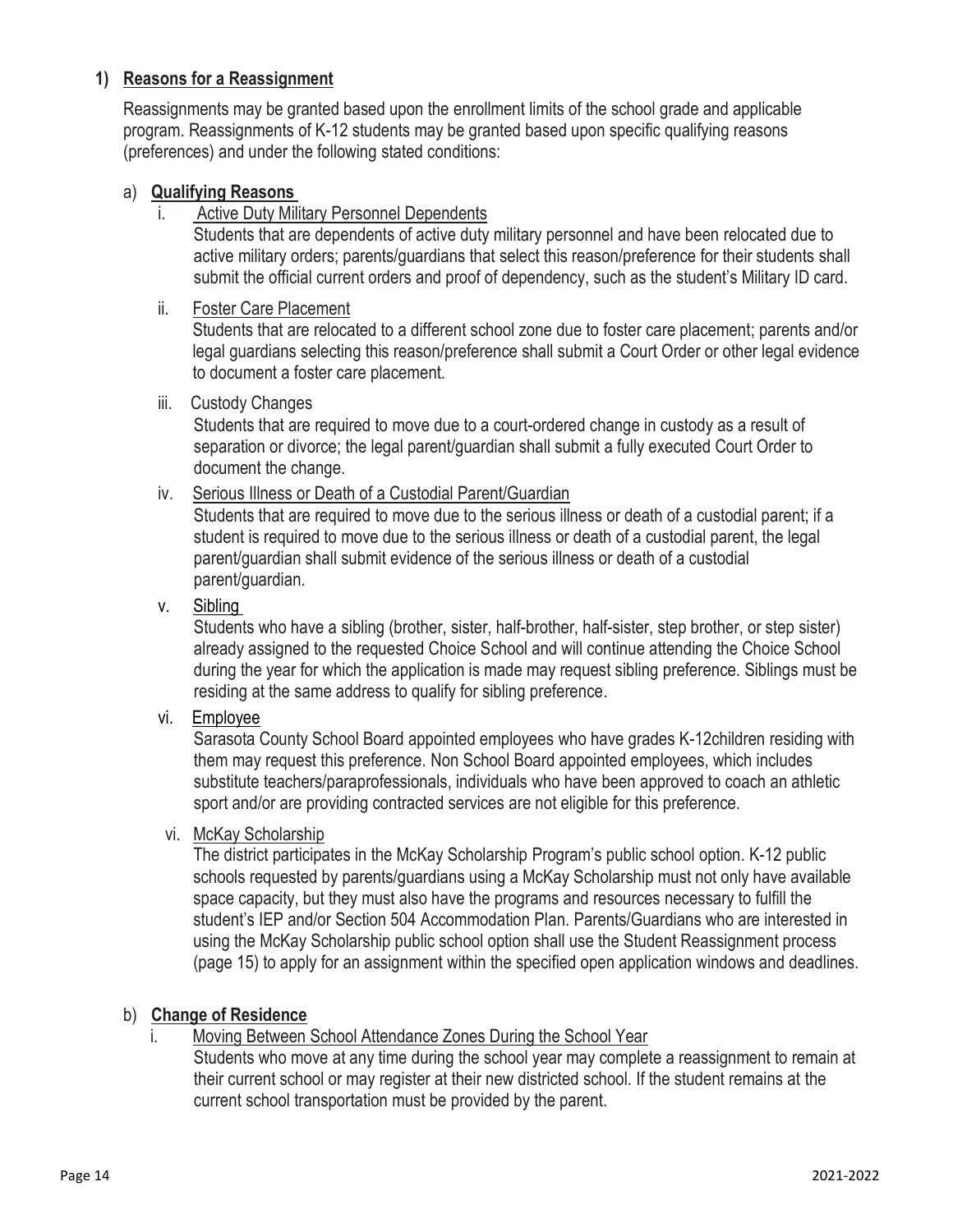## 1) Reasons for a Reassignment

Reassignments may be granted based upon the enrollment limits of the school grade and applicable program. Reassignments of K-12 students may be granted based upon specific qualifying reasons (preferences) and under the following stated conditions:

### a) Qualifying Reasons

i. Active Duty Military Personnel Dependents

Students that are dependents of active duty military personnel and have been relocated due to active military orders; parents/guardians that select this reason/preference for their students shall submit the official current orders and proof of dependency, such as the student's Military ID card.

ii. Foster Care Placement

Students that are relocated to a different school zone due to foster care placement; parents and/or legal guardians selecting this reason/preference shall submit a Court Order or other legal evidence to document a foster care placement.

iii. Custody Changes

Students that are required to move due to a court-ordered change in custody as a result of separation or divorce; the legal parent/guardian shall submit a fully executed Court Order to document the change.

iv. Serious Illness or Death of a Custodial Parent/Guardian

Students that are required to move due to the serious illness or death of a custodial parent; if a student is required to move due to the serious illness or death of a custodial parent, the legal parent/guardian shall submit evidence of the serious illness or death of a custodial parent/guardian.

v. Sibling

Students who have a sibling (brother, sister, half-brother, half-sister, step brother, or step sister) already assigned to the requested Choice School and will continue attending the Choice School during the year for which the application is made may request sibling preference. Siblings must be residing at the same address to qualify for sibling preference.

vi. Employee

Sarasota County School Board appointed employees who have grades K-12children residing with them may request this preference. Non School Board appointed employees, which includes substitute teachers/paraprofessionals, individuals who have been approved to coach an athletic sport and/or are providing contracted services are not eligible for this preference.

vi. McKay Scholarship

The district participates in the McKay Scholarship Program's public school option. K-12 public schools requested by parents/guardians using a McKay Scholarship must not only have available space capacity, but they must also have the programs and resources necessary to fulfill the student's IEP and/or Section 504 Accommodation Plan. Parents/Guardians who are interested in using the McKay Scholarship public school option shall use the Student Reassignment process (page 15) to apply for an assignment within the specified open application windows and deadlines.

### b) Change of Residence

i. Moving Between School Attendance Zones During the School Year

Students who move at any time during the school year may complete a reassignment to remain at their current school or may register at their new districted school. If the student remains at the current school transportation must be provided by the parent.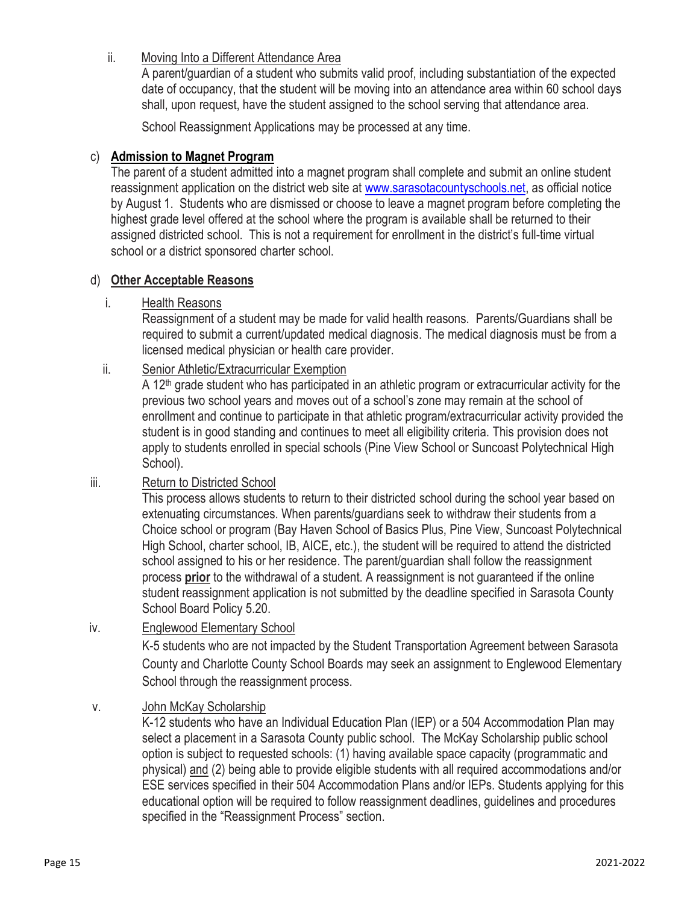ii. Moving Into a Different Attendance Area

A parent/guardian of a student who submits valid proof, including substantiation of the expected date of occupancy, that the student will be moving into an attendance area within 60 school days shall, upon request, have the student assigned to the school serving that attendance area.

School Reassignment Applications may be processed at any time.

c) **Admission to Magnet Program**

The parent of a student admitted into a magnet program shall complete and submit an online student reassignment application on the district web site at www.sarasotacountyschools.net, as official notice by August 1. Students who are dismissed or choose to leave a magnet program before completing the highest grade level offered at the school where the program is available shall be returned to their assigned districted school. This is not a requirement for enrollment in the district's full-time virtual school or a district sponsored charter school.

d) **Other Acceptable Reasons**

i. Health Reasons

Reassignment of a student may be made for valid health reasons. Parents/Guardians shall be required to submit a current/updated medical diagnosis. The medical diagnosis must be from a licensed medical physician or health care provider.

ii. Senior Athletic/Extracurricular Exemption

A 12th grade student who has participated in an athletic program or extracurricular activity for the previous two school years and moves out of a school's zone may remain at the school of enrollment and continue to participate in that athletic program/extracurricular activity provided the student is in good standing and continues to meet all eligibility criteria. This provision does not apply to students enrolled in special schools (Pine View School or Suncoast Polytechnical High School).

iii. Return to Districted School

This process allows students to return to their districted school during the school year based on extenuating circumstances. When parents/guardians seek to withdraw their students from a Choice school or program (Bay Haven School of Basics Plus, Pine View, Suncoast Polytechnical High School, charter school, IB, AICE, etc.), the student will be required to attend the districted school assigned to his or her residence. The parent/guardian shall follow the reassignment process **prior** to the withdrawal of a student. A reassignment is not guaranteed if the online student reassignment application is not submitted by the deadline specified in Sarasota County School Board Policy 5.20.

iv. Englewood Elementary School

K-5 students who are not impacted by the Student Transportation Agreement between Sarasota County and Charlotte County School Boards may seek an assignment to Englewood Elementary School through the reassignment process.

v. John McKay Scholarship

K-12 students who have an Individual Education Plan (IEP) or a 504 Accommodation Plan may select a placement in a Sarasota County public school. The McKay Scholarship public school option is subject to requested schools: (1) having available space capacity (programmatic and physical) and (2) being able to provide eligible students with all required accommodations and/or ESE services specified in their 504 Accommodation Plans and/or IEPs. Students applying for this educational option will be required to follow reassignment deadlines, guidelines and procedures specified in the "Reassignment Process" section.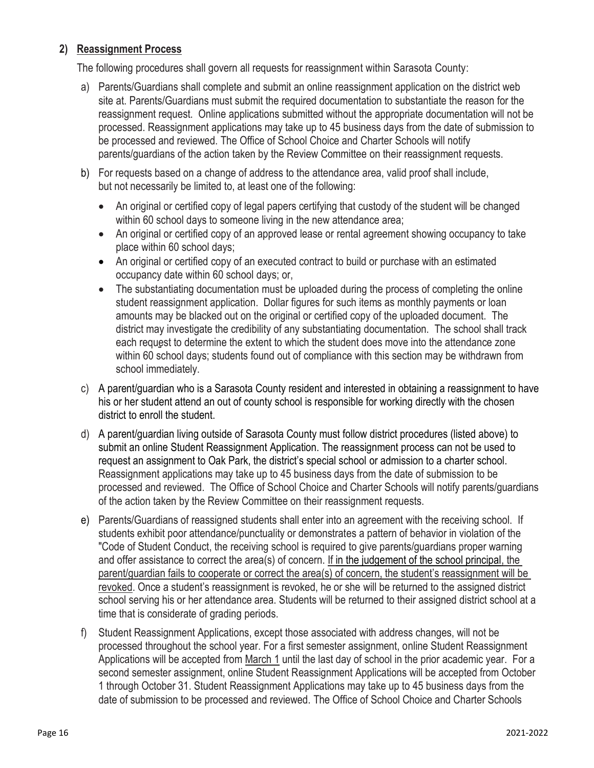## 2) Reassignment Process

The following procedures shall govern all requests for reassignment within Sarasota County:

a) Parents/Guardians shall complete and submit an online reassignment application on the district web site at. Parents/Guardians must submit the required documentation to substantiate the reason for the reassignment request. Online applications submitted without the appropriate documentation will not be processed. Reassignment applications may take up to 45 business days from the date of submission to be processed and reviewed. The Office of School Choice and Charter Schools will notify parents/guardians of the action taken by the Review Committee on their reassignment requests.

b) For requests based on a change of address to the attendance area, valid proof shall include, but not necessarily be limited to, at least one of the following:

   - An original or certified copy of legal papers certifying that custody of the student will be changed within 60 school days to someone living in the new attendance area;
   - An original or certified copy of an approved lease or rental agreement showing occupancy to take place within 60 school days;
   - An original or certified copy of an executed contract to build or purchase with an estimated occupancy date within 60 school days; or,
   - The substantiating documentation must be uploaded during the process of completing the online student reassignment application. Dollar figures for such items as monthly payments or loan amounts may be blacked out on the original or certified copy of the uploaded document. The district may investigate the credibility of any substantiating documentation. The school shall track each request to determine the extent to which the student does move into the attendance zone within 60 school days; students found out of compliance with this section may be withdrawn from school immediately.

c) A parent/guardian who is a Sarasota County resident and interested in obtaining a reassignment to have his or her student attend an out of county school is responsible for working directly with the chosen district to enroll the student.

d) A parent/guardian living outside of Sarasota County must follow district procedures (listed above) to submit an online Student Reassignment Application. The reassignment process can not be used to request an assignment to Oak Park, the district's special school or admission to a charter school. Reassignment applications may take up to 45 business days from the date of submission to be processed and reviewed. The Office of School Choice and Charter Schools will notify parents/guardians of the action taken by the Review Committee on their reassignment requests.

e) Parents/Guardians of reassigned students shall enter into an agreement with the receiving school. If students exhibit poor attendance/punctuality or demonstrates a pattern of behavior in violation of the "Code of Student Conduct, the receiving school is required to give parents/guardians proper warning and offer assistance to correct the area(s) of concern. <u>If in the judgement of the school principal, the parent/guardian fails to cooperate or correct the area(s) of concern, the student's reassignment will be revoked</u>. Once a student's reassignment is revoked, he or she will be returned to the assigned district school serving his or her attendance area. Students will be returned to their assigned district school at a time that is considerate of grading periods.

f) Student Reassignment Applications, except those associated with address changes, will not be processed throughout the school year. For a first semester assignment, online Student Reassignment Applications will be accepted from <u>March 1</u> until the last day of school in the prior academic year. For a second semester assignment, online Student Reassignment Applications will be accepted from October 1 through October 31. Student Reassignment Applications may take up to 45 business days from the date of submission to be processed and reviewed. The Office of School Choice and Charter Schools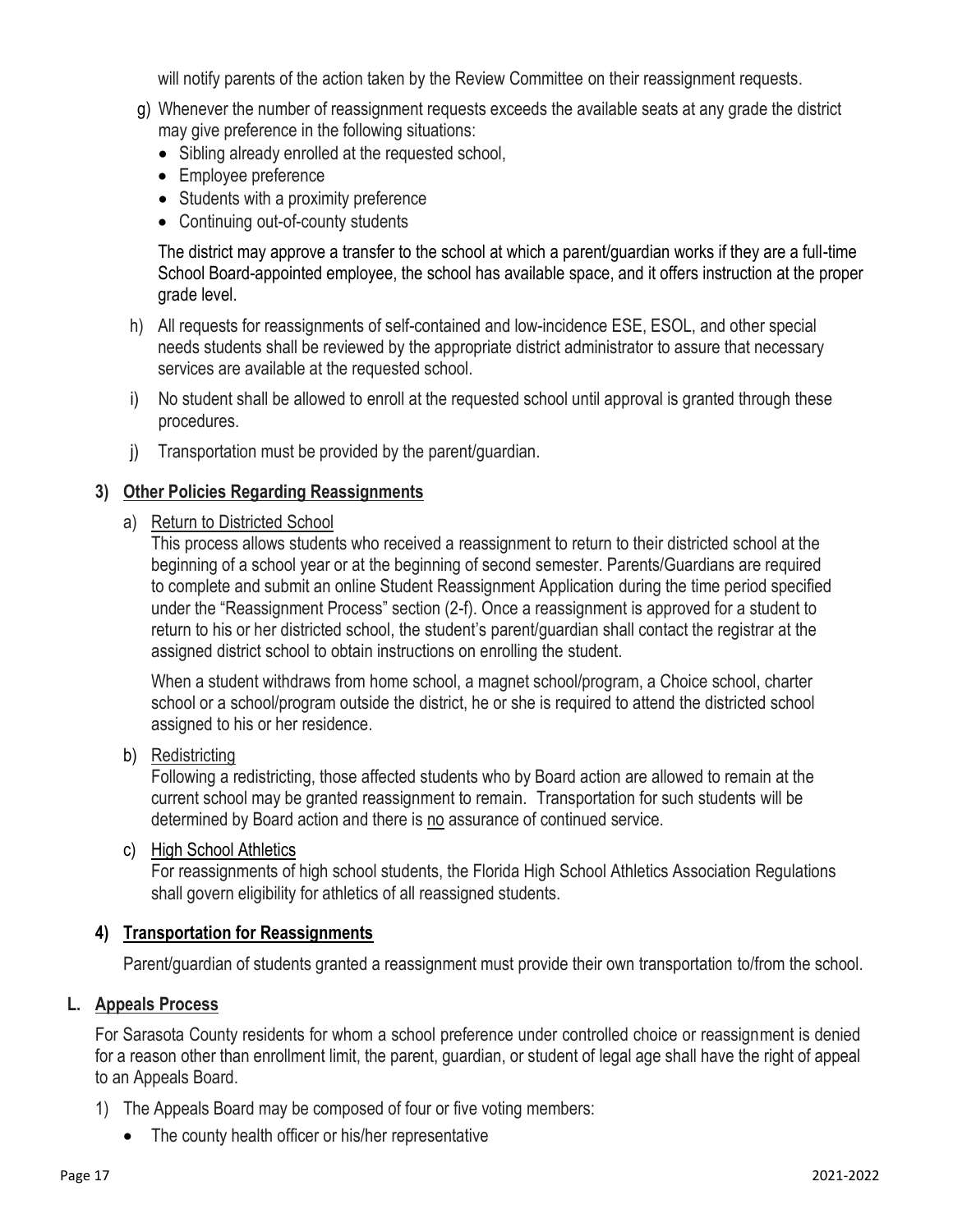will notify parents of the action taken by the Review Committee on their reassignment requests.

g) Whenever the number of reassignment requests exceeds the available seats at any grade the district may give preference in the following situations:
   - Sibling already enrolled at the requested school,
   - Employee preference
   - Students with a proximity preference
   - Continuing out-of-county students

   The district may approve a transfer to the school at which a parent/guardian works if they are a full-time School Board-appointed employee, the school has available space, and it offers instruction at the proper grade level.

h) All requests for reassignments of self-contained and low-incidence ESE, ESOL, and other special needs students shall be reviewed by the appropriate district administrator to assure that necessary services are available at the requested school.

i) No student shall be allowed to enroll at the requested school until approval is granted through these procedures.

j) Transportation must be provided by the parent/guardian.

### 3) Other Policies Regarding Reassignments

a) Return to Districted School

This process allows students who received a reassignment to return to their districted school at the beginning of a school year or at the beginning of second semester. Parents/Guardians are required to complete and submit an online Student Reassignment Application during the time period specified under the "Reassignment Process" section (2-f). Once a reassignment is approved for a student to return to his or her districted school, the student's parent/guardian shall contact the registrar at the assigned district school to obtain instructions on enrolling the student.

When a student withdraws from home school, a magnet school/program, a Choice school, charter school or a school/program outside the district, he or she is required to attend the districted school assigned to his or her residence.

b) Redistricting

Following a redistricting, those affected students who by Board action are allowed to remain at the current school may be granted reassignment to remain. Transportation for such students will be determined by Board action and there is no assurance of continued service.

c) High School Athletics

For reassignments of high school students, the Florida High School Athletics Association Regulations shall govern eligibility for athletics of all reassigned students.

### 4) Transportation for Reassignments

Parent/guardian of students granted a reassignment must provide their own transportation to/from the school.

## L. Appeals Process

For Sarasota County residents for whom a school preference under controlled choice or reassignment is denied for a reason other than enrollment limit, the parent, guardian, or student of legal age shall have the right of appeal to an Appeals Board.

1) The Appeals Board may be composed of four or five voting members:
   - The county health officer or his/her representative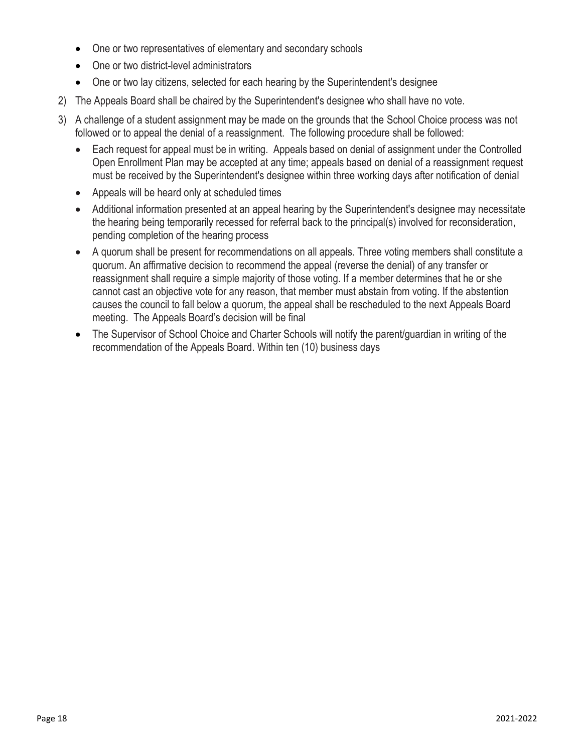- One or two representatives of elementary and secondary schools
- One or two district-level administrators
- One or two lay citizens, selected for each hearing by the Superintendent's designee

2) The Appeals Board shall be chaired by the Superintendent's designee who shall have no vote.

3) A challenge of a student assignment may be made on the grounds that the School Choice process was not followed or to appeal the denial of a reassignment. The following procedure shall be followed:

   - Each request for appeal must be in writing. Appeals based on denial of assignment under the Controlled Open Enrollment Plan may be accepted at any time; appeals based on denial of a reassignment request must be received by the Superintendent's designee within three working days after notification of denial
   - Appeals will be heard only at scheduled times
   - Additional information presented at an appeal hearing by the Superintendent's designee may necessitate the hearing being temporarily recessed for referral back to the principal(s) involved for reconsideration, pending completion of the hearing process
   - A quorum shall be present for recommendations on all appeals. Three voting members shall constitute a quorum. An affirmative decision to recommend the appeal (reverse the denial) of any transfer or reassignment shall require a simple majority of those voting. If a member determines that he or she cannot cast an objective vote for any reason, that member must abstain from voting. If the abstention causes the council to fall below a quorum, the appeal shall be rescheduled to the next Appeals Board meeting. The Appeals Board's decision will be final
   - The Supervisor of School Choice and Charter Schools will notify the parent/guardian in writing of the recommendation of the Appeals Board. Within ten (10) business days